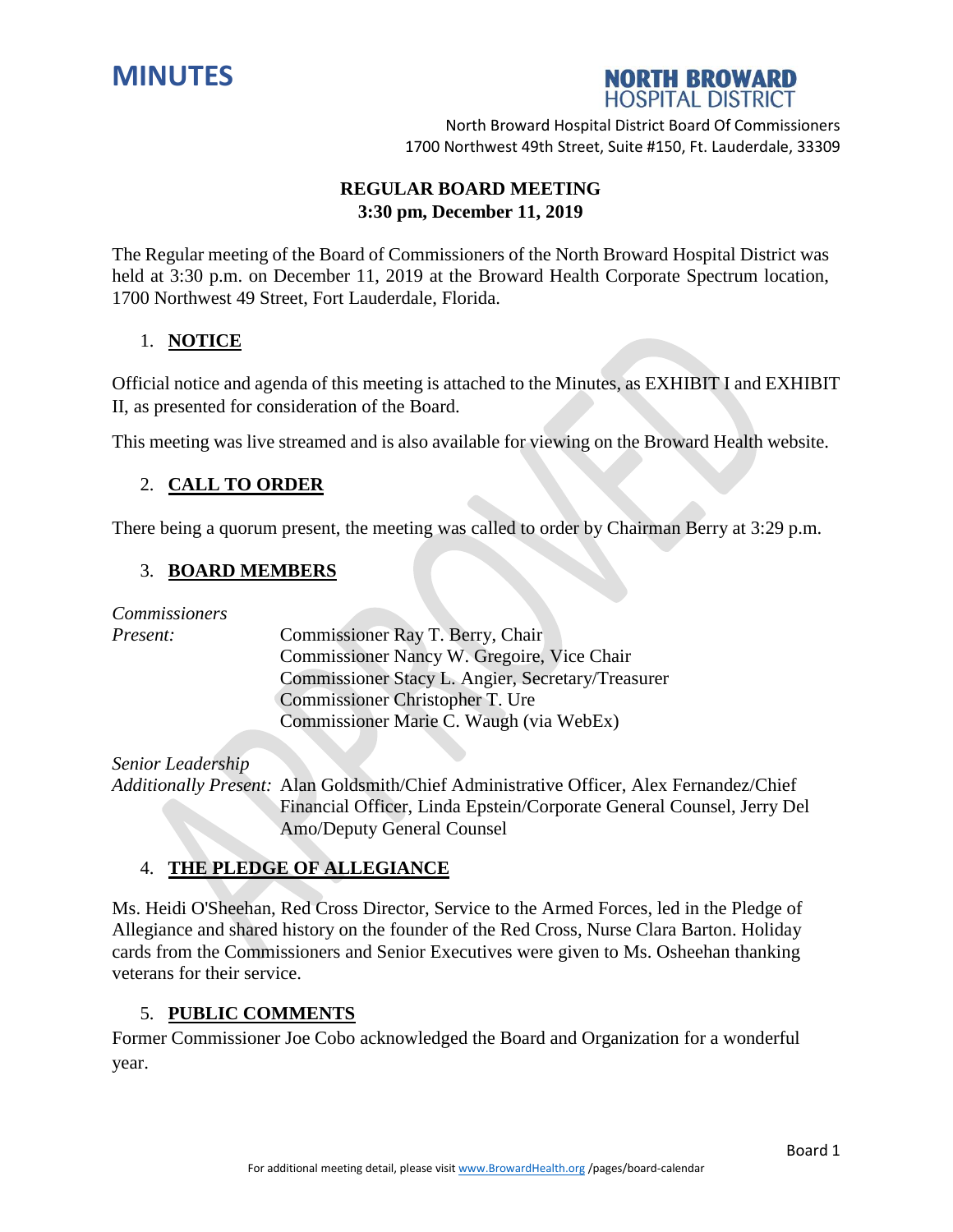# MINUTES

**NORTH BROWARD HOSPITAL DISTRICT**

North Broward Hospital District Board Of Commissioners
1700 Northwest 49th Street, Suite #150, Ft. Lauderdale, 33309

**REGULAR BOARD MEETING**
**3:30 pm, December 11, 2019**

The Regular meeting of the Board of Commissioners of the North Broward Hospital District was held at 3:30 p.m. on December 11, 2019 at the Broward Health Corporate Spectrum location, 1700 Northwest 49 Street, Fort Lauderdale, Florida.

1. **NOTICE**

Official notice and agenda of this meeting is attached to the Minutes, as EXHIBIT I and EXHIBIT II, as presented for consideration of the Board.

This meeting was live streamed and is also available for viewing on the Broward Health website.

2. **CALL TO ORDER**

There being a quorum present, the meeting was called to order by Chairman Berry at 3:29 p.m.

3. **BOARD MEMBERS**

*Commissioners Present:*
Commissioner Ray T. Berry, Chair
Commissioner Nancy W. Gregoire, Vice Chair
Commissioner Stacy L. Angier, Secretary/Treasurer
Commissioner Christopher T. Ure
Commissioner Marie C. Waugh (via WebEx)

*Senior Leadership Additionally Present:* Alan Goldsmith/Chief Administrative Officer, Alex Fernandez/Chief Financial Officer, Linda Epstein/Corporate General Counsel, Jerry Del Amo/Deputy General Counsel

4. **THE PLEDGE OF ALLEGIANCE**

Ms. Heidi O'Sheehan, Red Cross Director, Service to the Armed Forces, led in the Pledge of Allegiance and shared history on the founder of the Red Cross, Nurse Clara Barton. Holiday cards from the Commissioners and Senior Executives were given to Ms. Osheehan thanking veterans for their service.

5. **PUBLIC COMMENTS**

Former Commissioner Joe Cobo acknowledged the Board and Organization for a wonderful year.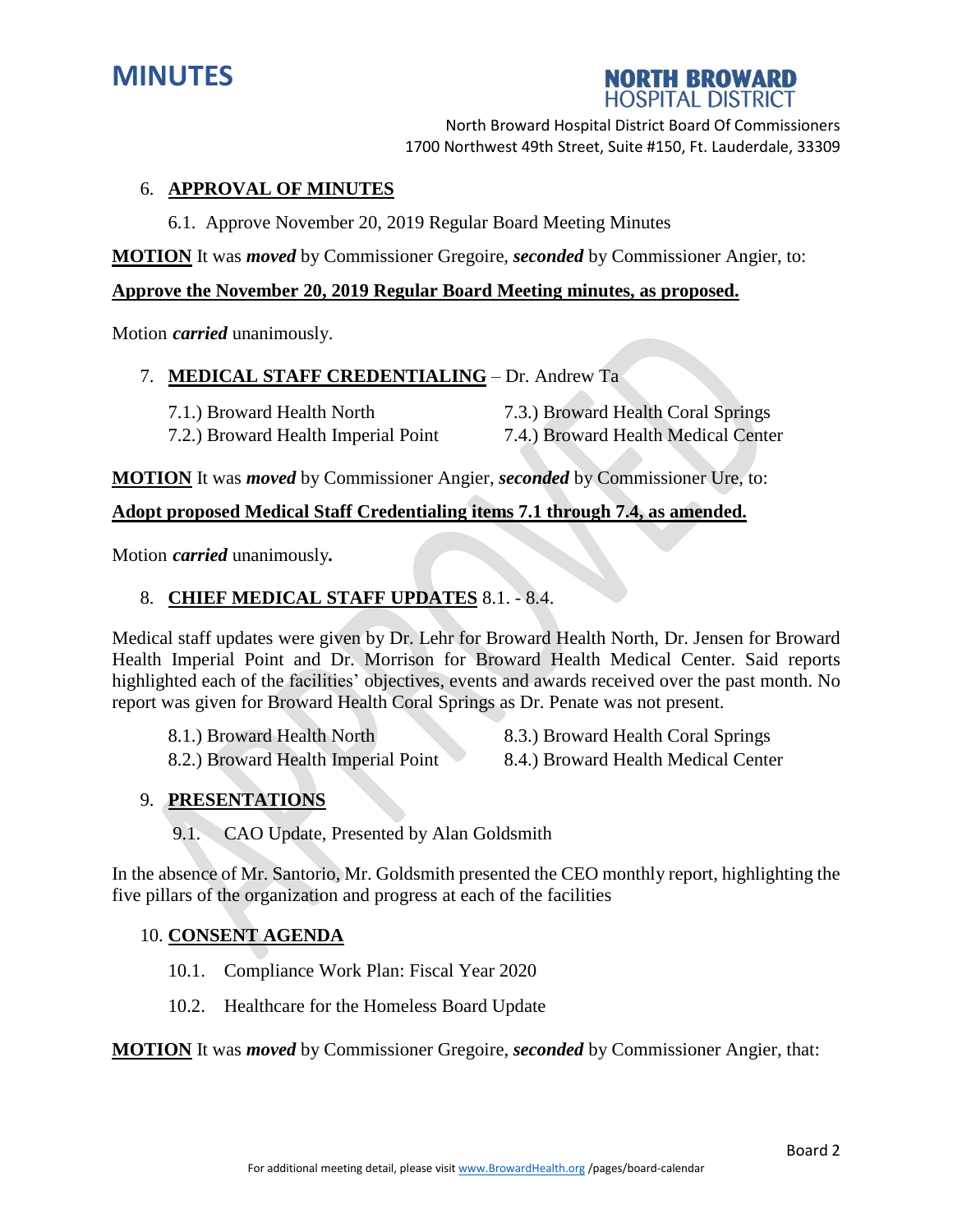6. **APPROVAL OF MINUTES**

   6.1. Approve November 20, 2019 Regular Board Meeting Minutes

**MOTION** It was ***moved*** by Commissioner Gregoire, ***seconded*** by Commissioner Angier, to:

**Approve the November 20, 2019 Regular Board Meeting minutes, as proposed.**

Motion ***carried*** unanimously.

7. **MEDICAL STAFF CREDENTIALING** – Dr. Andrew Ta

   7.1.) Broward Health North
   7.2.) Broward Health Imperial Point
   7.3.) Broward Health Coral Springs
   7.4.) Broward Health Medical Center

**MOTION** It was ***moved*** by Commissioner Angier, ***seconded*** by Commissioner Ure, to:

**Adopt proposed Medical Staff Credentialing items 7.1 through 7.4, as amended.**

Motion ***carried*** unanimously**.**

8. **CHIEF MEDICAL STAFF UPDATES** 8.1. - 8.4.

Medical staff updates were given by Dr. Lehr for Broward Health North, Dr. Jensen for Broward Health Imperial Point and Dr. Morrison for Broward Health Medical Center. Said reports highlighted each of the facilities' objectives, events and awards received over the past month. No report was given for Broward Health Coral Springs as Dr. Penate was not present.

   8.1.) Broward Health North
   8.2.) Broward Health Imperial Point
   8.3.) Broward Health Coral Springs
   8.4.) Broward Health Medical Center

9. **PRESENTATIONS**

   9.1. CAO Update, Presented by Alan Goldsmith

In the absence of Mr. Santorio, Mr. Goldsmith presented the CEO monthly report, highlighting the five pillars of the organization and progress at each of the facilities

10. **CONSENT AGENDA**

   10.1. Compliance Work Plan: Fiscal Year 2020

   10.2. Healthcare for the Homeless Board Update

**MOTION** It was ***moved*** by Commissioner Gregoire, ***seconded*** by Commissioner Angier, that: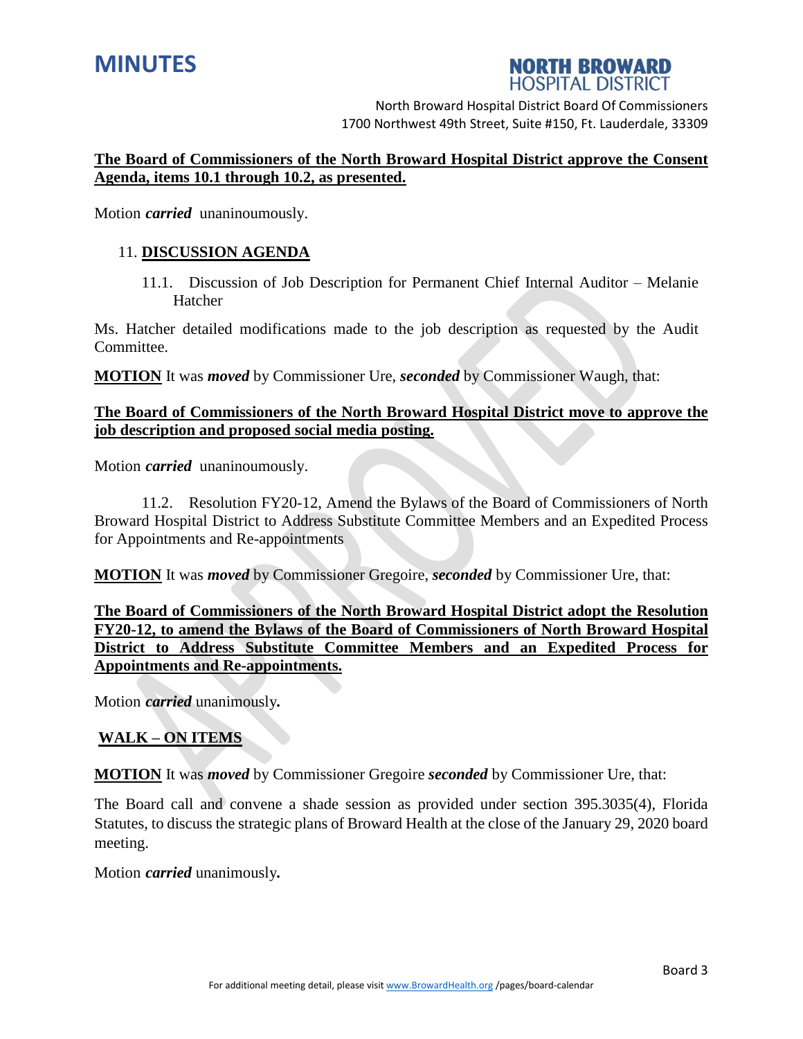**The Board of Commissioners of the North Broward Hospital District approve the Consent Agenda, items 10.1 through 10.2, as presented.**

Motion ***carried*** unaninoumously.

11. **DISCUSSION AGENDA**

    11.1. Discussion of Job Description for Permanent Chief Internal Auditor – Melanie Hatcher

Ms. Hatcher detailed modifications made to the job description as requested by the Audit Committee.

**MOTION** It was ***moved*** by Commissioner Ure, ***seconded*** by Commissioner Waugh, that:

**The Board of Commissioners of the North Broward Hospital District move to approve the job description and proposed social media posting.**

Motion ***carried*** unaninoumously.

11.2. Resolution FY20-12, Amend the Bylaws of the Board of Commissioners of North Broward Hospital District to Address Substitute Committee Members and an Expedited Process for Appointments and Re-appointments

**MOTION** It was ***moved*** by Commissioner Gregoire, ***seconded*** by Commissioner Ure, that:

**The Board of Commissioners of the North Broward Hospital District adopt the Resolution FY20-12, to amend the Bylaws of the Board of Commissioners of North Broward Hospital District to Address Substitute Committee Members and an Expedited Process for Appointments and Re-appointments.**

Motion ***carried*** unanimously**.**

**WALK – ON ITEMS**

**MOTION** It was ***moved*** by Commissioner Gregoire ***seconded*** by Commissioner Ure, that:

The Board call and convene a shade session as provided under section 395.3035(4), Florida Statutes, to discuss the strategic plans of Broward Health at the close of the January 29, 2020 board meeting.

Motion ***carried*** unanimously**.**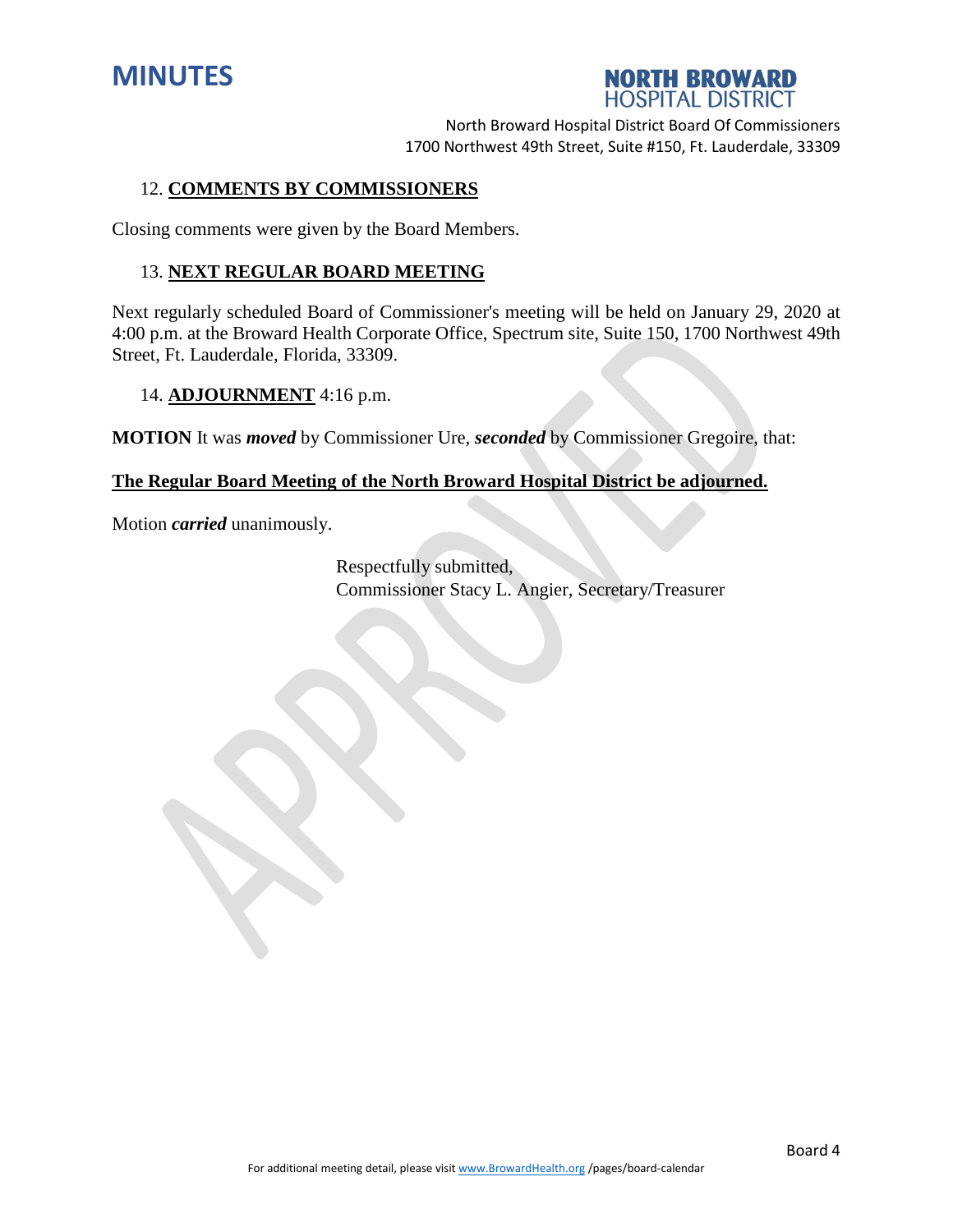### 12. **COMMENTS BY COMMISSIONERS**

Closing comments were given by the Board Members.

### 13. **NEXT REGULAR BOARD MEETING**

Next regularly scheduled Board of Commissioner's meeting will be held on January 29, 2020 at 4:00 p.m. at the Broward Health Corporate Office, Spectrum site, Suite 150, 1700 Northwest 49th Street, Ft. Lauderdale, Florida, 33309.

### 14. **ADJOURNMENT** 4:16 p.m.

**MOTION** It was ***moved*** by Commissioner Ure, ***seconded*** by Commissioner Gregoire, that:

**The Regular Board Meeting of the North Broward Hospital District be adjourned.**

Motion ***carried*** unanimously.

Respectfully submitted,
Commissioner Stacy L. Angier, Secretary/Treasurer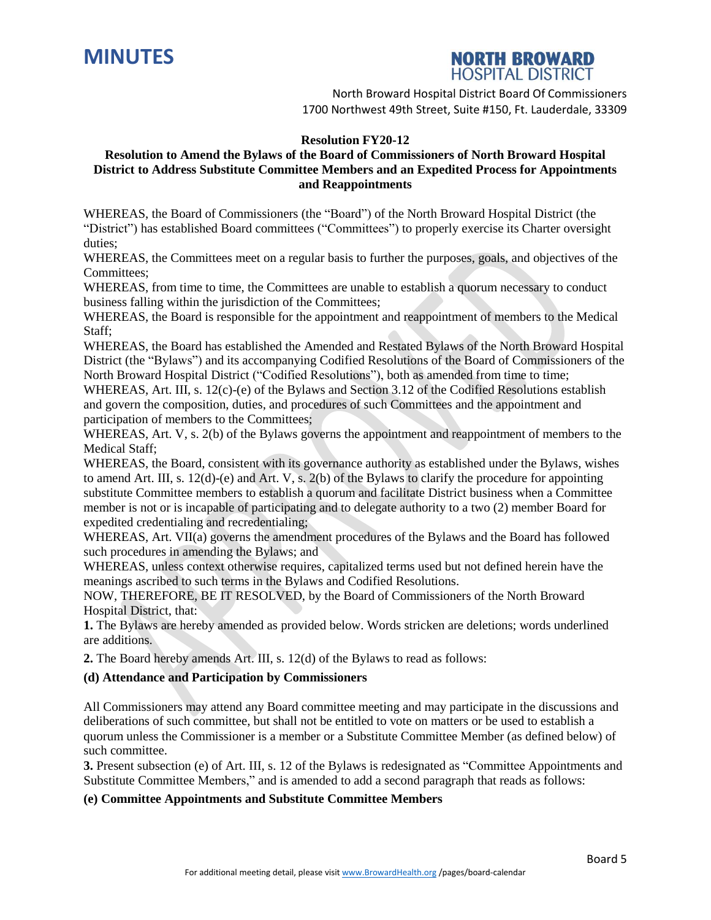# MINUTES

**NORTH BROWARD HOSPITAL DISTRICT**

North Broward Hospital District Board Of Commissioners
1700 Northwest 49th Street, Suite #150, Ft. Lauderdale, 33309

**Resolution FY20-12**

**Resolution to Amend the Bylaws of the Board of Commissioners of North Broward Hospital District to Address Substitute Committee Members and an Expedited Process for Appointments and Reappointments**

WHEREAS, the Board of Commissioners (the "Board") of the North Broward Hospital District (the "District") has established Board committees ("Committees") to properly exercise its Charter oversight duties;

WHEREAS, the Committees meet on a regular basis to further the purposes, goals, and objectives of the Committees;

WHEREAS, from time to time, the Committees are unable to establish a quorum necessary to conduct business falling within the jurisdiction of the Committees;

WHEREAS, the Board is responsible for the appointment and reappointment of members to the Medical Staff;

WHEREAS, the Board has established the Amended and Restated Bylaws of the North Broward Hospital District (the "Bylaws") and its accompanying Codified Resolutions of the Board of Commissioners of the North Broward Hospital District ("Codified Resolutions"), both as amended from time to time;

WHEREAS, Art. III, s. 12(c)-(e) of the Bylaws and Section 3.12 of the Codified Resolutions establish and govern the composition, duties, and procedures of such Committees and the appointment and participation of members to the Committees;

WHEREAS, Art. V, s. 2(b) of the Bylaws governs the appointment and reappointment of members to the Medical Staff;

WHEREAS, the Board, consistent with its governance authority as established under the Bylaws, wishes to amend Art. III, s. 12(d)-(e) and Art. V, s. 2(b) of the Bylaws to clarify the procedure for appointing substitute Committee members to establish a quorum and facilitate District business when a Committee member is not or is incapable of participating and to delegate authority to a two (2) member Board for expedited credentialing and recredentialing;

WHEREAS, Art. VII(a) governs the amendment procedures of the Bylaws and the Board has followed such procedures in amending the Bylaws; and

WHEREAS, unless context otherwise requires, capitalized terms used but not defined herein have the meanings ascribed to such terms in the Bylaws and Codified Resolutions.

NOW, THEREFORE, BE IT RESOLVED, by the Board of Commissioners of the North Broward Hospital District, that:

**1.** The Bylaws are hereby amended as provided below. Words stricken are deletions; words underlined are additions.

**2.** The Board hereby amends Art. III, s. 12(d) of the Bylaws to read as follows:

**(d) Attendance and Participation by Commissioners**

All Commissioners may attend any Board committee meeting and may participate in the discussions and deliberations of such committee, but shall not be entitled to vote on matters or be used to establish a quorum unless the Commissioner is a member or a Substitute Committee Member (as defined below) of such committee.

**3.** Present subsection (e) of Art. III, s. 12 of the Bylaws is redesignated as "Committee Appointments and Substitute Committee Members," and is amended to add a second paragraph that reads as follows:

**(e) Committee Appointments and Substitute Committee Members**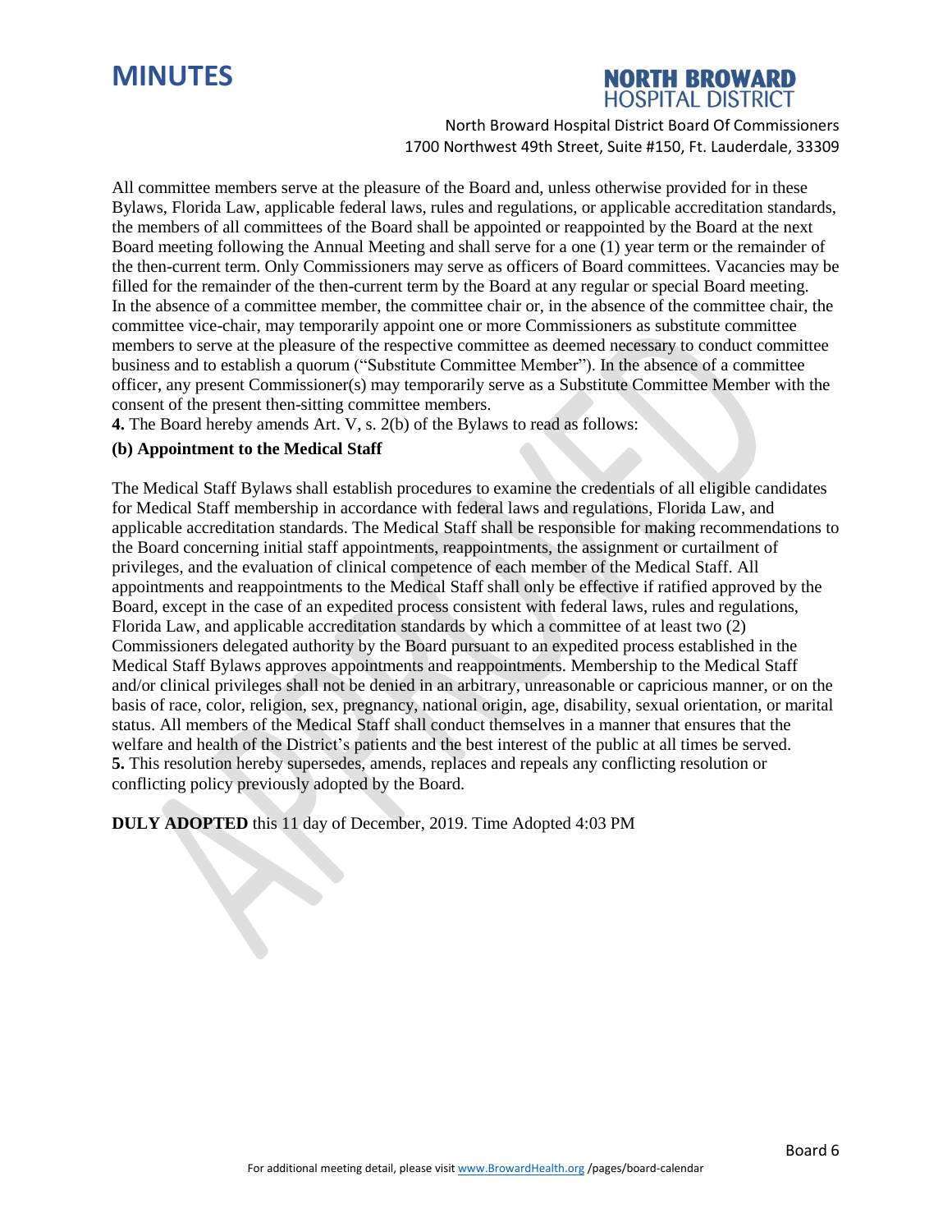All committee members serve at the pleasure of the Board and, unless otherwise provided for in these Bylaws, Florida Law, applicable federal laws, rules and regulations, or applicable accreditation standards, the members of all committees of the Board shall be appointed or reappointed by the Board at the next Board meeting following the Annual Meeting and shall serve for a one (1) year term or the remainder of the then-current term. Only Commissioners may serve as officers of Board committees. Vacancies may be filled for the remainder of the then-current term by the Board at any regular or special Board meeting. In the absence of a committee member, the committee chair or, in the absence of the committee chair, the committee vice-chair, may temporarily appoint one or more Commissioners as substitute committee members to serve at the pleasure of the respective committee as deemed necessary to conduct committee business and to establish a quorum ("Substitute Committee Member"). In the absence of a committee officer, any present Commissioner(s) may temporarily serve as a Substitute Committee Member with the consent of the present then-sitting committee members.

**4.** The Board hereby amends Art. V, s. 2(b) of the Bylaws to read as follows:

**(b) Appointment to the Medical Staff**

The Medical Staff Bylaws shall establish procedures to examine the credentials of all eligible candidates for Medical Staff membership in accordance with federal laws and regulations, Florida Law, and applicable accreditation standards. The Medical Staff shall be responsible for making recommendations to the Board concerning initial staff appointments, reappointments, the assignment or curtailment of privileges, and the evaluation of clinical competence of each member of the Medical Staff. All appointments and reappointments to the Medical Staff shall only be effective if ratified approved by the Board, except in the case of an expedited process consistent with federal laws, rules and regulations, Florida Law, and applicable accreditation standards by which a committee of at least two (2) Commissioners delegated authority by the Board pursuant to an expedited process established in the Medical Staff Bylaws approves appointments and reappointments. Membership to the Medical Staff and/or clinical privileges shall not be denied in an arbitrary, unreasonable or capricious manner, or on the basis of race, color, religion, sex, pregnancy, national origin, age, disability, sexual orientation, or marital status. All members of the Medical Staff shall conduct themselves in a manner that ensures that the welfare and health of the District's patients and the best interest of the public at all times be served.

**5.** This resolution hereby supersedes, amends, replaces and repeals any conflicting resolution or conflicting policy previously adopted by the Board.

**DULY ADOPTED** this 11 day of December, 2019. Time Adopted 4:03 PM